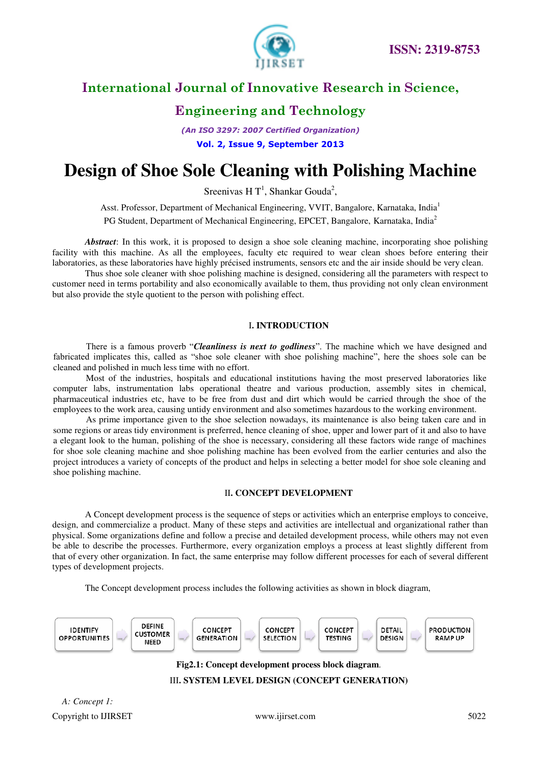# International Journal of Innovative Research in Science, Engineering and Technology

*(An ISO 3297: 2007 Certified Organization)*

**Vol. 2, Issue 9, September 2013**

# Design of Shoe Sole Cleaning with Polishing Machine

Sreenivas H T[1], Shankar Gouda[2],

Asst. Professor, Department of Mechanical Engineering, VVIT, Bangalore, Karnataka, India[1]

PG Student, Department of Mechanical Engineering, EPCET, Bangalore, Karnataka, India[2]

***Abstract***: In this work, it is proposed to design a shoe sole cleaning machine, incorporating shoe polishing facility with this machine. As all the employees, faculty etc required to wear clean shoes before entering their laboratories, as these laboratories have highly précised instruments, sensors etc and the air inside should be very clean.

Thus shoe sole cleaner with shoe polishing machine is designed, considering all the parameters with respect to customer need in terms portability and also economically available to them, thus providing not only clean environment but also provide the style quotient to the person with polishing effect.

## I. INTRODUCTION

There is a famous proverb "***Cleanliness is next to godliness***". The machine which we have designed and fabricated implicates this, called as "shoe sole cleaner with shoe polishing machine", here the shoes sole can be cleaned and polished in much less time with no effort.

Most of the industries, hospitals and educational institutions having the most preserved laboratories like computer labs, instrumentation labs operational theatre and various production, assembly sites in chemical, pharmaceutical industries etc, have to be free from dust and dirt which would be carried through the shoe of the employees to the work area, causing untidy environment and also sometimes hazardous to the working environment.

As prime importance given to the shoe selection nowadays, its maintenance is also being taken care and in some regions or areas tidy environment is preferred, hence cleaning of shoe, upper and lower part of it and also to have a elegant look to the human, polishing of the shoe is necessary, considering all these factors wide range of machines for shoe sole cleaning machine and shoe polishing machine has been evolved from the earlier centuries and also the project introduces a variety of concepts of the product and helps in selecting a better model for shoe sole cleaning and shoe polishing machine.

## II. CONCEPT DEVELOPMENT

A Concept development process is the sequence of steps or activities which an enterprise employs to conceive, design, and commercialize a product. Many of these steps and activities are intellectual and organizational rather than physical. Some organizations define and follow a precise and detailed development process, while others may not even be able to describe the processes. Furthermore, every organization employs a process at least slightly different from that of every other organization. In fact, the same enterprise may follow different processes for each of several different types of development projects.

The Concept development process includes the following activities as shown in block diagram,

IDENTIFY OPPORTUNITIES → DEFINE CUSTOMER NEED → CONCEPT GENERATION → CONCEPT SELECTION → CONCEPT TESTING → DETAIL DESIGN → PRODUCTION RAMP UP

**Fig2.1: Concept development process block diagram**.

## III. SYSTEM LEVEL DESIGN (CONCEPT GENERATION)

*A: Concept 1:*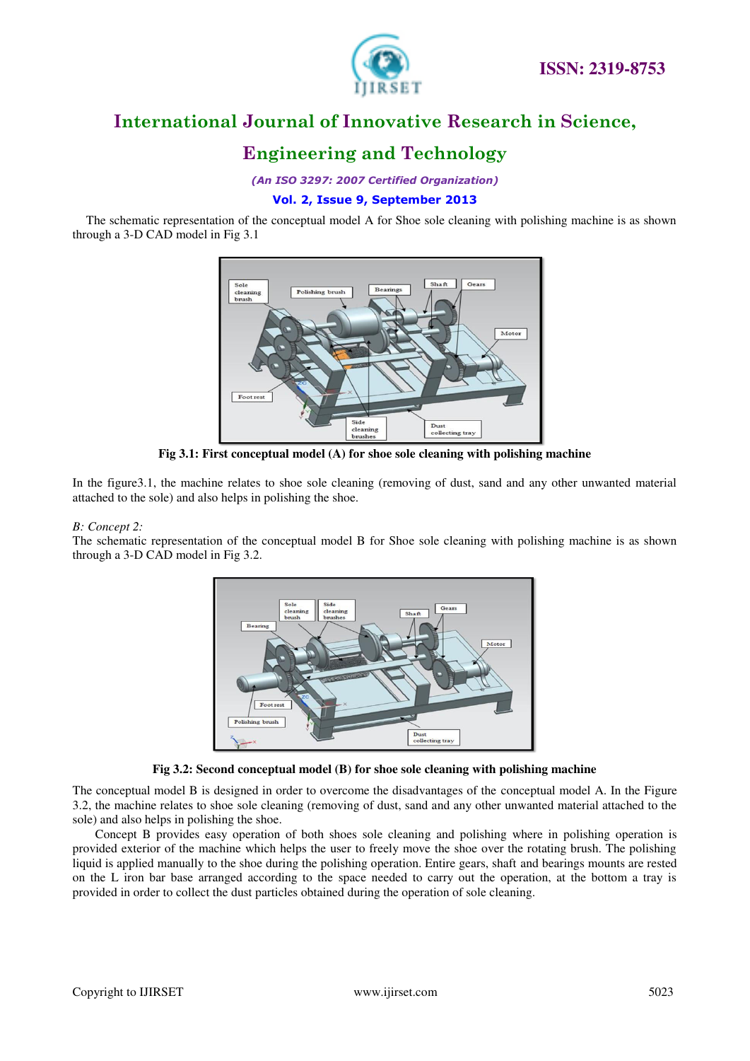The schematic representation of the conceptual model A for Shoe sole cleaning with polishing machine is as shown through a 3-D CAD model in Fig 3.1

**Fig 3.1: First conceptual model (A) for shoe sole cleaning with polishing machine**

In the figure3.1, the machine relates to shoe sole cleaning (removing of dust, sand and any other unwanted material attached to the sole) and also helps in polishing the shoe.

*B: Concept 2:*

The schematic representation of the conceptual model B for Shoe sole cleaning with polishing machine is as shown through a 3-D CAD model in Fig 3.2.

**Fig 3.2: Second conceptual model (B) for shoe sole cleaning with polishing machine**

The conceptual model B is designed in order to overcome the disadvantages of the conceptual model A. In the Figure 3.2, the machine relates to shoe sole cleaning (removing of dust, sand and any other unwanted material attached to the sole) and also helps in polishing the shoe.

Concept B provides easy operation of both shoes sole cleaning and polishing where in polishing operation is provided exterior of the machine which helps the user to freely move the shoe over the rotating brush. The polishing liquid is applied manually to the shoe during the polishing operation. Entire gears, shaft and bearings mounts are rested on the L iron bar base arranged according to the space needed to carry out the operation, at the bottom a tray is provided in order to collect the dust particles obtained during the operation of sole cleaning.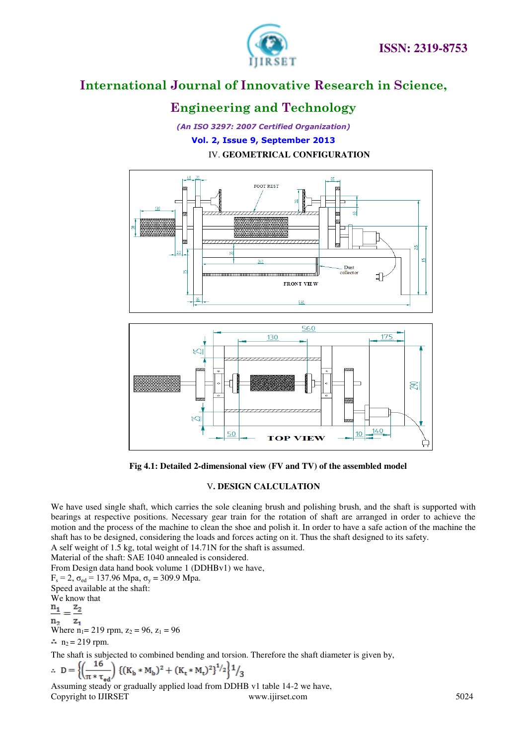## IV. GEOMETRICAL CONFIGURATION

FOOT REST

Dust collector

FRONT VIEW

TOP VIEW

560

130

175

25

290

25

50

10

140

**Fig 4.1: Detailed 2-dimensional view (FV and TV) of the assembled model**

## V. DESIGN CALCULATION

We have used single shaft, which carries the sole cleaning brush and polishing brush, and the shaft is supported with bearings at respective positions. Necessary gear train for the rotation of shaft are arranged in order to achieve the motion and the process of the machine to clean the shoe and polish it. In order to have a safe action of the machine the shaft has to be designed, considering the loads and forces acting on it. Thus the shaft designed to its safety.

A self weight of 1.5 kg, total weight of 14.71N for the shaft is assumed.

Material of the shaft: SAE 1040 annealed is considered.

From Design data hand book volume 1 (DDHBv1) we have,

$F_s = 2$, $\sigma_{ed} = 137.96$ Mpa, $\sigma_y = 309.9$ Mpa.

Speed available at the shaft:

We know that

$$\frac{n_1}{n_2} = \frac{z_2}{z_1}$$

Where $n_1 = 219$ rpm, $z_2 = 96$, $z_1 = 96$

$\therefore$ $n_2 = 219$ rpm.

The shaft is subjected to combined bending and torsion. Therefore the shaft diameter is given by,

$$\therefore \ D = \left\{\left(\frac{16}{\pi * \tau_{ed}}\right) \{(K_b * M_b)^2 + (K_t * M_t)^2\}^{1/2}\right\}^{1/3}$$

Assuming steady or gradually applied load from DDHB v1 table 14-2 we have,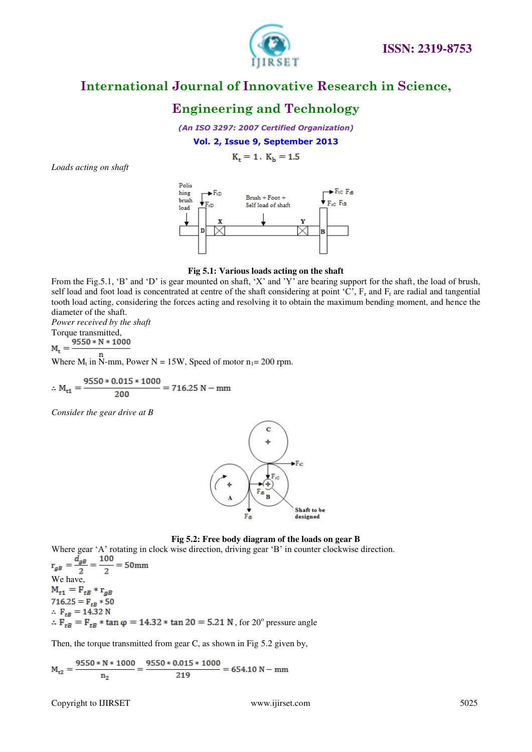$$K_t = 1,\ K_b = 1.5$$

*Loads acting on shaft*

Polis hing brush load

$F_{tD}$

$F_{rD}$

Brush + Foot + Self load of shaft

$F_{tC}$ $F_{tB}$

$F_{rC}$ $F_{rB}$

X

Y

D

B

**Fig 5.1: Various loads acting on the shaft**

From the Fig.5.1, 'B' and 'D' is gear mounted on shaft, 'X' and 'Y' are bearing support for the shaft, the load of brush, self load and foot load is concentrated at centre of the shaft considering at point 'C', $F_r$ and $F_t$ are radial and tangential tooth load acting, considering the forces acting and resolving it to obtain the maximum bending moment, and hence the diameter of the shaft.

*Power received by the shaft*

Torque transmitted,

$$M_t = \frac{9550 * N * 1000}{n}$$

Where $M_t$ in N-mm, Power N = 15W, Speed of motor $n_1$= 200 rpm.

$$\therefore M_{t1} = \frac{9550 * 0.015 * 1000}{200} = 716.25\ N - mm$$

*Consider the gear drive at B*

C

A

B

$F_{tC}$

$F_{rC}$

$F_{tB}$

$F_{rB}$

Shaft to be designed

**Fig 5.2: Free body diagram of the loads on gear B**

Where gear 'A' rotating in clock wise direction, driving gear 'B' in counter clockwise direction.

$$r_{gB} = \frac{d_{gB}}{2} = \frac{100}{2} = 50mm$$

We have,

$$M_{t1} = F_{tB} * r_{gB}$$

$$716.25 = F_{tB} * 50$$

$$\therefore F_{tB} = 14.32\ N$$

$\therefore F_{rB} = F_{tB} * \tan\varphi = 14.32 * \tan 20 = 5.21\ N$, for 20° pressure angle

Then, the torque transmitted from gear C, as shown in Fig 5.2 given by,

$$M_{t2} = \frac{9550 * N * 1000}{n_2} = \frac{9550 * 0.015 * 1000}{219} = 654.10\ N - mm$$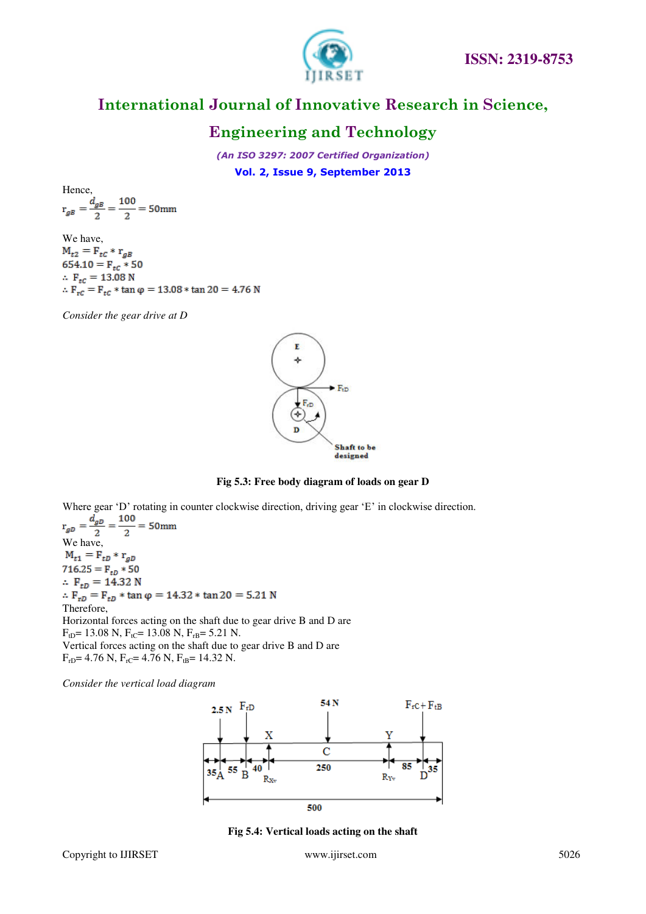Hence,

$$r_{gB} = \frac{d_{gB}}{2} = \frac{100}{2} = 50\text{mm}$$

We have,

$M_{t2} = F_{tC} * r_{gB}$

$654.10 = F_{tC} * 50$

$\therefore\ F_{tC} = 13.08\text{ N}$

$\therefore F_{rC} = F_{tC} * \tan\varphi = 13.08 * \tan 20 = 4.76\text{ N}$

*Consider the gear drive at D*

E

$F_{tD}$

$F_{rD}$

D

Shaft to be designed

**Fig 5.3: Free body diagram of loads on gear D**

Where gear 'D' rotating in counter clockwise direction, driving gear 'E' in clockwise direction.

$$r_{gD} = \frac{d_{gD}}{2} = \frac{100}{2} = 50\text{mm}$$

We have,

$M_{t1} = F_{tD} * r_{gD}$

$716.25 = F_{tD} * 50$

$\therefore\ F_{tD} = 14.32\text{ N}$

$\therefore\ F_{rD} = F_{tD} * \tan\varphi = 14.32 * \tan 20 = 5.21\text{ N}$

Therefore,

Horizontal forces acting on the shaft due to gear drive B and D are

$F_{tD}$= 13.08 N, $F_{tC}$= 13.08 N, $F_{rB}$= 5.21 N.

Vertical forces acting on the shaft due to gear drive B and D are

$F_{rD}$= 4.76 N, $F_{rC}$= 4.76 N, $F_{tB}$= 14.32 N.

*Consider the vertical load diagram*

2.5 N $F_{rD}$ 54 N $F_{rC}+F_{tB}$

X C Y

35 A 55 B 40 $R_{Xv}$ 250 $R_{Yv}$ 85 D 35

500

**Fig 5.4: Vertical loads acting on the shaft**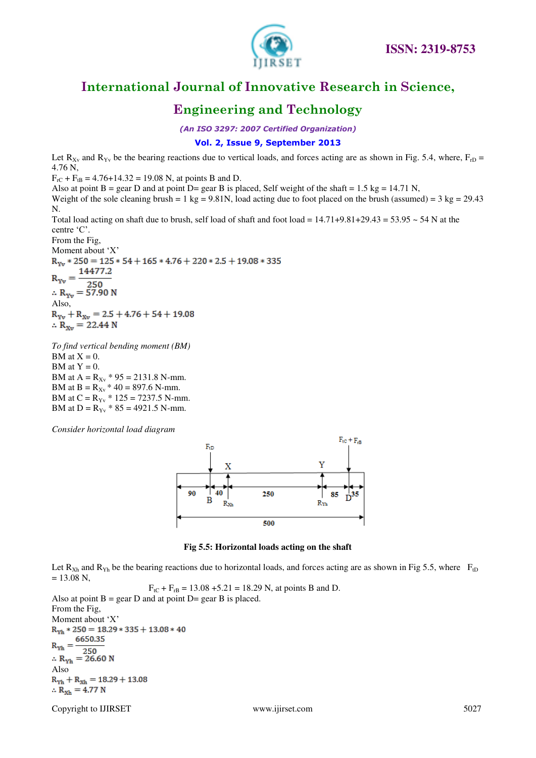Let $R_{Xv}$ and $R_{Yv}$ be the bearing reactions due to vertical loads, and forces acting are as shown in Fig. 5.4, where, $F_{rD}$ = 4.76 N,

$F_{rC} + F_{tB}$ = 4.76+14.32 = 19.08 N, at points B and D.

Also at point B = gear D and at point D= gear B is placed, Self weight of the shaft = 1.5 kg = 14.71 N,

Weight of the sole cleaning brush = 1 kg = 9.81N, load acting due to foot placed on the brush (assumed) = 3 kg = 29.43 N.

Total load acting on shaft due to brush, self load of shaft and foot load = 14.71+9.81+29.43 = 53.95 ~ 54 N at the centre 'C'.

From the Fig,

Moment about 'X'

$$R_{Yv} * 250 = 125 * 54 + 165 * 4.76 + 220 * 2.5 + 19.08 * 335$$

$$R_{Yv} = \frac{14477.2}{250}$$

$$\therefore R_{Yv} = 57.90 \text{ N}$$

Also,

$$R_{Yv} + R_{Xv} = 2.5 + 4.76 + 54 + 19.08$$

$$\therefore R_{Xv} = 22.44 \text{ N}$$

*To find vertical bending moment (BM)*

BM at X = 0.

BM at Y = 0.

BM at A = $R_{Xv}$ * 95 = 2131.8 N-mm.

BM at B = $R_{Xv}$ * 40 = 897.6 N-mm.

BM at C = $R_{Yv}$ * 125 = 7237.5 N-mm.

BM at D = $R_{Yv}$ * 85 = 4921.5 N-mm.

*Consider horizontal load diagram*

$F_{tD}$

$F_{tC} + F_{rB}$

X

Y

90

40

250

85

35

B

$R_{Xh}$

$R_{Yh}$

D

500

**Fig 5.5: Horizontal loads acting on the shaft**

Let $R_{Xh}$ and $R_{Yh}$ be the bearing reactions due to horizontal loads, and forces acting are as shown in Fig 5.5, where $F_{tD}$ = 13.08 N,

$F_{tC} + F_{rB}$ = 13.08 +5.21 = 18.29 N, at points B and D.

Also at point B = gear D and at point D= gear B is placed.

From the Fig,

Moment about 'X'

$$R_{Yh} * 250 = 18.29 * 335 + 13.08 * 40$$

$$R_{Yh} = \frac{6650.35}{250}$$

$$\therefore R_{Yh} = 26.60 \text{ N}$$

Also

$$R_{Yh} + R_{Xh} = 18.29 + 13.08$$

$$\therefore R_{Xh} = 4.77 \text{ N}$$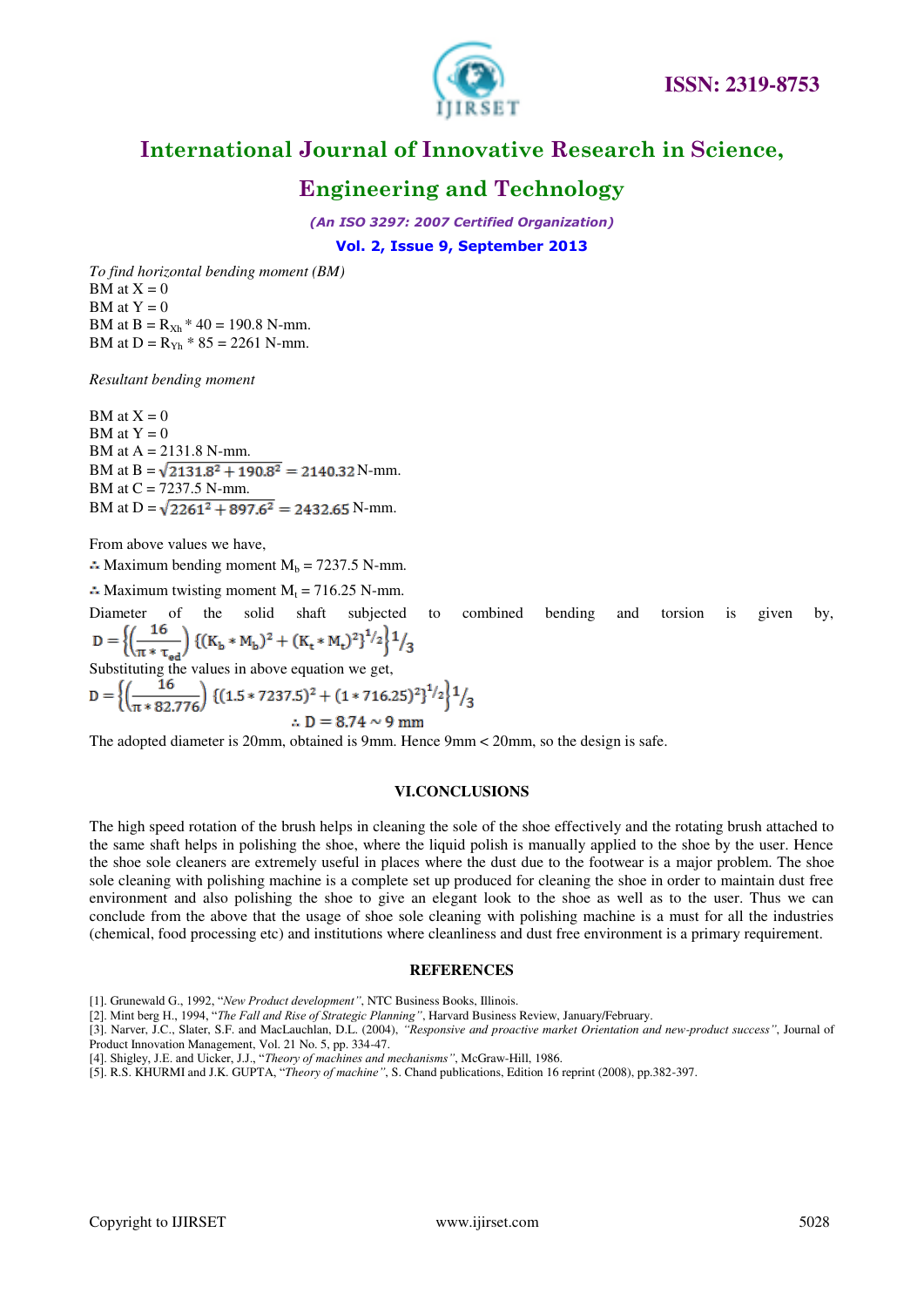*To find horizontal bending moment (BM)*

BM at X = 0
BM at Y = 0
BM at B = $R_{Xh} * 40 = 190.8$ N-mm.
BM at D = $R_{Yh} * 85 = 2261$ N-mm.

*Resultant bending moment*

BM at X = 0
BM at Y = 0
BM at A = 2131.8 N-mm.
BM at B = $\sqrt{2131.8^2 + 190.8^2} = 2140.32$ N-mm.
BM at C = 7237.5 N-mm.
BM at D = $\sqrt{2261^2 + 897.6^2} = 2432.65$ N-mm.

From above values we have,

∴ Maximum bending moment $M_b = 7237.5$ N-mm.

∴ Maximum twisting moment $M_t = 716.25$ N-mm.

Diameter of the solid shaft subjected to combined bending and torsion is given by,

$$D = \left\{\left(\frac{16}{\pi * \tau_{ed}}\right)\{(K_b * M_b)^2 + (K_t * M_t)^2\}^{1/2}\right\}^{1/3}$$

Substituting the values in above equation we get,

$$D = \left\{\left(\frac{16}{\pi * 82.776}\right)\{(1.5 * 7237.5)^2 + (1 * 716.25)^2\}^{1/2}\right\}^{1/3}$$

$$\therefore D = 8.74 \sim 9 \text{ mm}$$

The adopted diameter is 20mm, obtained is 9mm. Hence 9mm < 20mm, so the design is safe.

## VI.CONCLUSIONS

The high speed rotation of the brush helps in cleaning the sole of the shoe effectively and the rotating brush attached to the same shaft helps in polishing the shoe, where the liquid polish is manually applied to the shoe by the user. Hence the shoe sole cleaners are extremely useful in places where the dust due to the footwear is a major problem. The shoe sole cleaning with polishing machine is a complete set up produced for cleaning the shoe in order to maintain dust free environment and also polishing the shoe to give an elegant look to the shoe as well as to the user. Thus we can conclude from the above that the usage of shoe sole cleaning with polishing machine is a must for all the industries (chemical, food processing etc) and institutions where cleanliness and dust free environment is a primary requirement.

## REFERENCES

[1]. Grunewald G., 1992, "*New Product development*", NTC Business Books, Illinois.
[2]. Mint berg H., 1994, "*The Fall and Rise of Strategic Planning*", Harvard Business Review, January/February.
[3]. Narver, J.C., Slater, S.F. and MacLauchlan, D.L. (2004), *"Responsive and proactive market Orientation and new-product success"*, Journal of Product Innovation Management, Vol. 21 No. 5, pp. 334-47.
[4]. Shigley, J.E. and Uicker, J.J., "*Theory of machines and mechanisms*", McGraw-Hill, 1986.
[5]. R.S. KHURMI and J.K. GUPTA, "*Theory of machine*", S. Chand publications, Edition 16 reprint (2008), pp.382-397.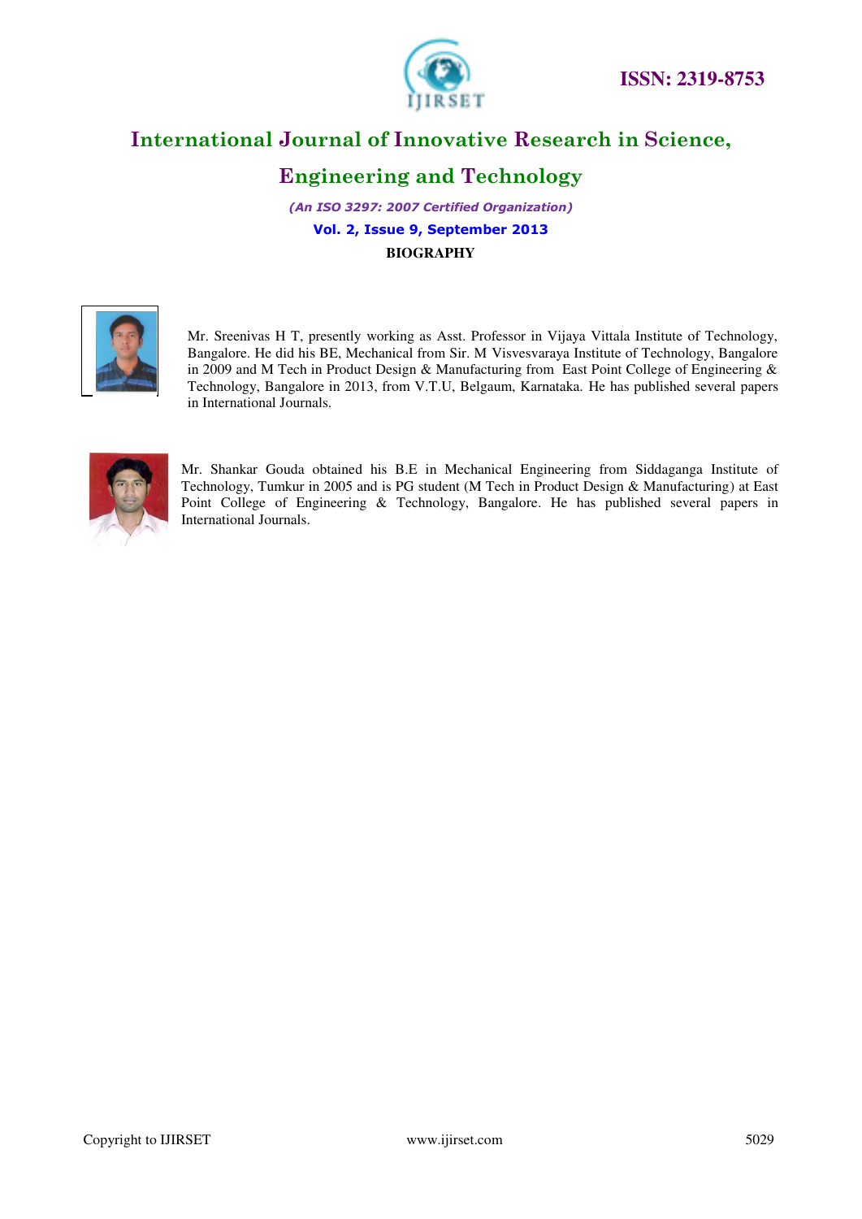## BIOGRAPHY

Mr. Sreenivas H T, presently working as Asst. Professor in Vijaya Vittala Institute of Technology, Bangalore. He did his BE, Mechanical from Sir. M Visvesvaraya Institute of Technology, Bangalore in 2009 and M Tech in Product Design & Manufacturing from East Point College of Engineering & Technology, Bangalore in 2013, from V.T.U, Belgaum, Karnataka. He has published several papers in International Journals.

Mr. Shankar Gouda obtained his B.E in Mechanical Engineering from Siddaganga Institute of Technology, Tumkur in 2005 and is PG student (M Tech in Product Design & Manufacturing) at East Point College of Engineering & Technology, Bangalore. He has published several papers in International Journals.